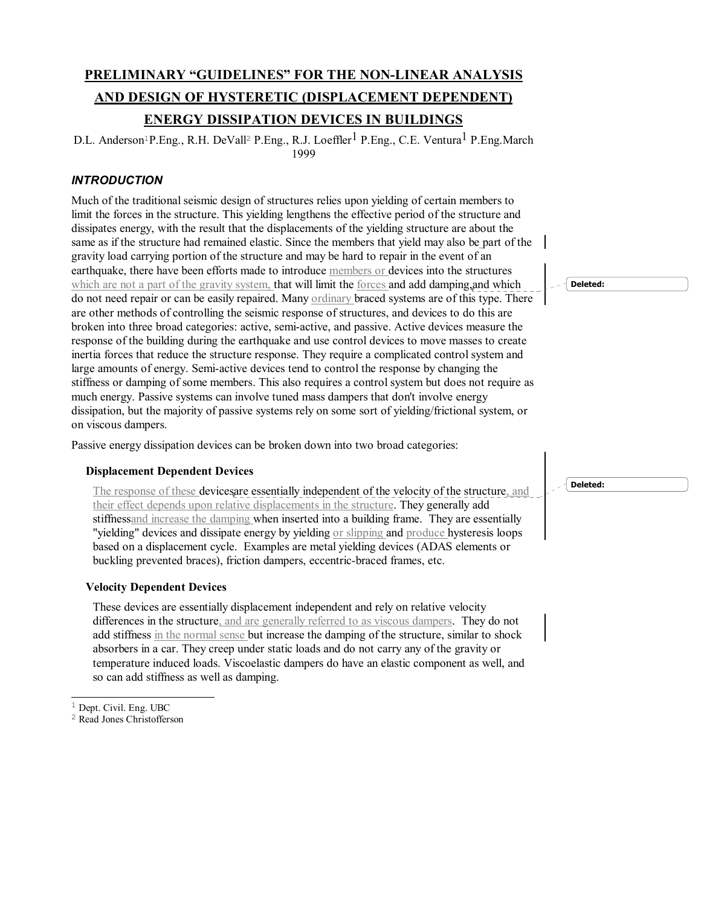# PRELIMINARY "GUIDELINES" FOR THE NON-LINEAR ANALYSIS AND DESIGN OF HYSTERETIC (DISPLACEMENT DEPENDENT) ENERGY DISSIPATION DEVICES IN BUILDINGS

D.L. Anderson[1] P.Eng., R.H. DeVall[2] P.Eng., R.J. Loeffler[1] P.Eng., C.E. Ventura[1] P.Eng. March 1999

## *INTRODUCTION*

Much of the traditional seismic design of structures relies upon yielding of certain members to limit the forces in the structure. This yielding lengthens the effective period of the structure and dissipates energy, with the result that the displacements of the yielding structure are about the same as if the structure had remained elastic. Since the members that yield may also be part of the gravity load carrying portion of the structure and may be hard to repair in the event of an earthquake, there have been efforts made to introduce members or devices into the structures which are not a part of the gravity system, that will limit the forces and add damping, and which do not need repair or can be easily repaired. Many ordinary braced systems are of this type. There are other methods of controlling the seismic response of structures, and devices to do this are broken into three broad categories: active, semi-active, and passive. Active devices measure the response of the building during the earthquake and use control devices to move masses to create inertia forces that reduce the structure response. They require a complicated control system and large amounts of energy. Semi-active devices tend to control the response by changing the stiffness or damping of some members. This also requires a control system but does not require as much energy. Passive systems can involve tuned mass dampers that don't involve energy dissipation, but the majority of passive systems rely on some sort of yielding/frictional system, or on viscous dampers.

Passive energy dissipation devices can be broken down into two broad categories:

### Displacement Dependent Devices

The response of these devices are essentially independent of the velocity of the structure, and their effect depends upon relative displacements in the structure. They generally add stiffness and increase the damping when inserted into a building frame. They are essentially "yielding" devices and dissipate energy by yielding or slipping and produce hysteresis loops based on a displacement cycle. Examples are metal yielding devices (ADAS elements or buckling prevented braces), friction dampers, eccentric-braced frames, etc.

### Velocity Dependent Devices

These devices are essentially displacement independent and rely on relative velocity differences in the structure, and are generally referred to as viscous dampers. They do not add stiffness in the normal sense but increase the damping of the structure, similar to shock absorbers in a car. They creep under static loads and do not carry any of the gravity or temperature induced loads. Viscoelastic dampers do have an elastic component as well, and so can add stiffness as well as damping.

---

[1] Dept. Civil. Eng. UBC

[2] Read Jones Christofferson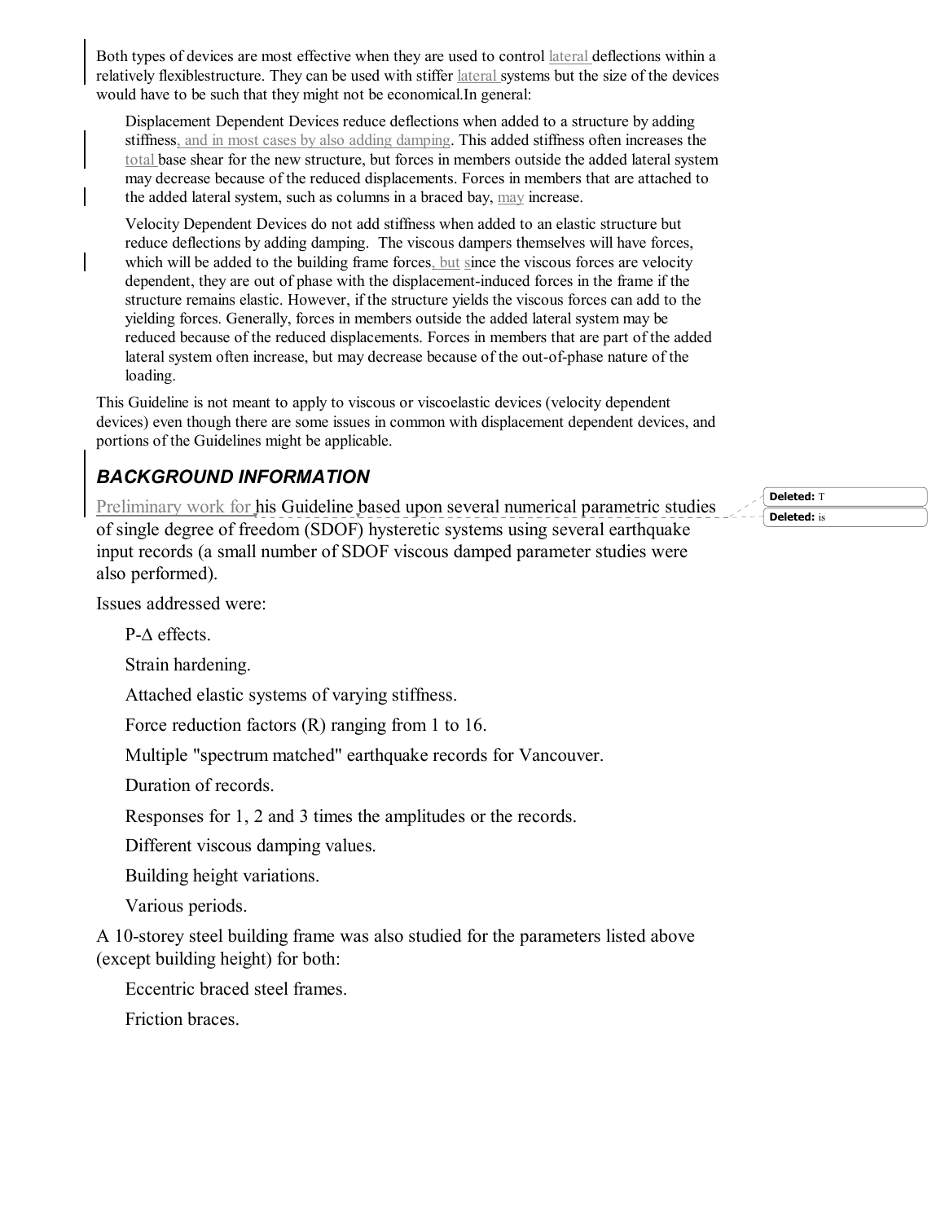Both types of devices are most effective when they are used to control lateral deflections within a relatively flexiblestructure. They can be used with stiffer lateral systems but the size of the devices would have to be such that they might not be economical.In general:

> Displacement Dependent Devices reduce deflections when added to a structure by adding stiffness, and in most cases by also adding damping. This added stiffness often increases the total base shear for the new structure, but forces in members outside the added lateral system may decrease because of the reduced displacements. Forces in members that are attached to the added lateral system, such as columns in a braced bay, may increase.
>
> Velocity Dependent Devices do not add stiffness when added to an elastic structure but reduce deflections by adding damping. The viscous dampers themselves will have forces, which will be added to the building frame forces, but since the viscous forces are velocity dependent, they are out of phase with the displacement-induced forces in the frame if the structure remains elastic. However, if the structure yields the viscous forces can add to the yielding forces. Generally, forces in members outside the added lateral system may be reduced because of the reduced displacements. Forces in members that are part of the added lateral system often increase, but may decrease because of the out-of-phase nature of the loading.

This Guideline is not meant to apply to viscous or viscoelastic devices (velocity dependent devices) even though there are some issues in common with displacement dependent devices, and portions of the Guidelines might be applicable.

## *BACKGROUND INFORMATION*

Preliminary work for his Guideline based upon several numerical parametric studies of single degree of freedom (SDOF) hysteretic systems using several earthquake input records (a small number of SDOF viscous damped parameter studies were also performed).

Issues addressed were:

- P-Δ effects.
- Strain hardening.
- Attached elastic systems of varying stiffness.
- Force reduction factors (R) ranging from 1 to 16.
- Multiple "spectrum matched" earthquake records for Vancouver.
- Duration of records.
- Responses for 1, 2 and 3 times the amplitudes or the records.
- Different viscous damping values.
- Building height variations.
- Various periods.

A 10-storey steel building frame was also studied for the parameters listed above (except building height) for both:

- Eccentric braced steel frames.
- Friction braces.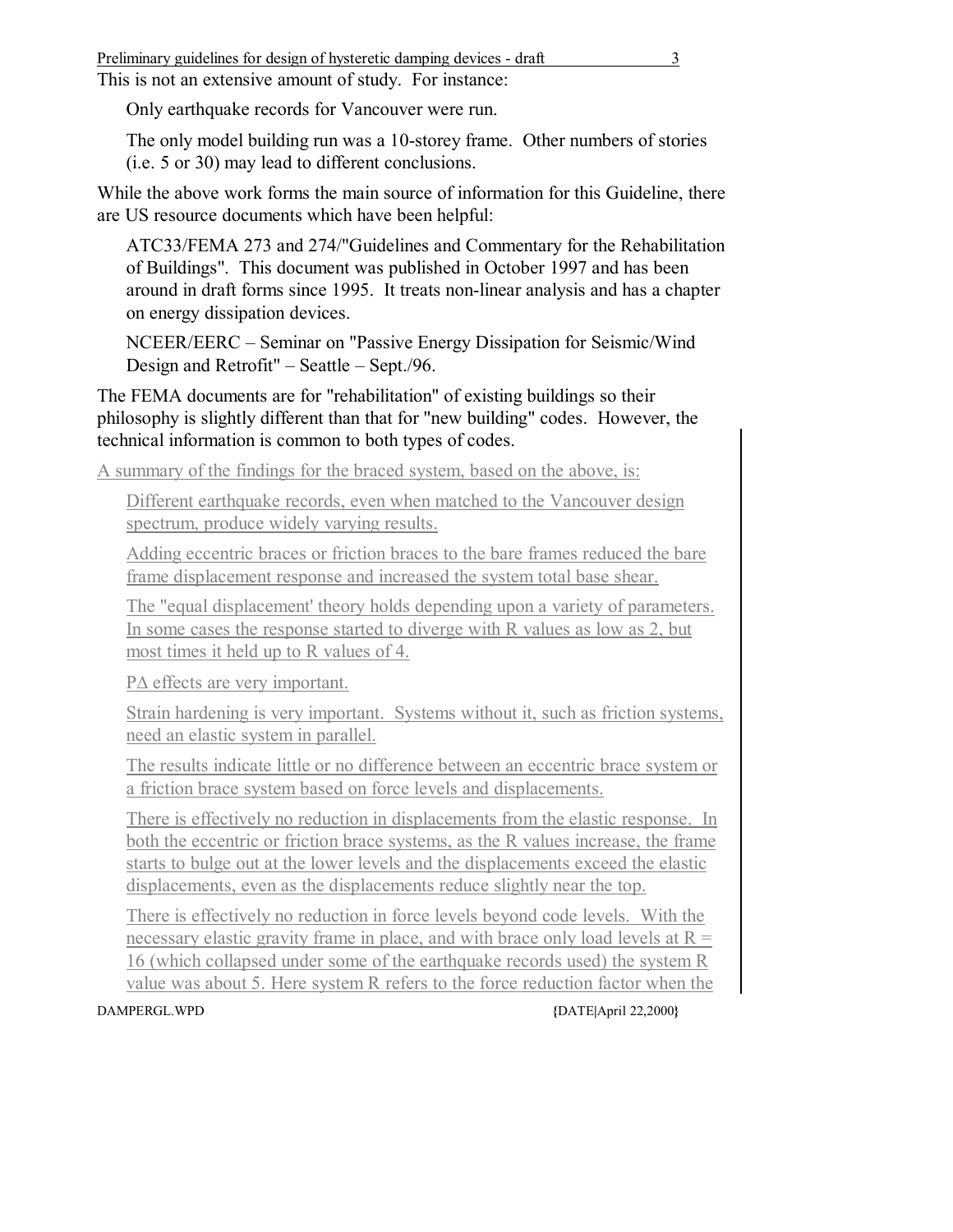This is not an extensive amount of study. For instance:

Only earthquake records for Vancouver were run.

The only model building run was a 10-storey frame. Other numbers of stories (i.e. 5 or 30) may lead to different conclusions.

While the above work forms the main source of information for this Guideline, there are US resource documents which have been helpful:

ATC33/FEMA 273 and 274/"Guidelines and Commentary for the Rehabilitation of Buildings". This document was published in October 1997 and has been around in draft forms since 1995. It treats non-linear analysis and has a chapter on energy dissipation devices.

NCEER/EERC – Seminar on "Passive Energy Dissipation for Seismic/Wind Design and Retrofit" – Seattle – Sept./96.

The FEMA documents are for "rehabilitation" of existing buildings so their philosophy is slightly different than that for "new building" codes. However, the technical information is common to both types of codes.

A summary of the findings for the braced system, based on the above, is:

Different earthquake records, even when matched to the Vancouver design spectrum, produce widely varying results.

Adding eccentric braces or friction braces to the bare frames reduced the bare frame displacement response and increased the system total base shear.

The "equal displacement' theory holds depending upon a variety of parameters. In some cases the response started to diverge with R values as low as 2, but most times it held up to R values of 4.

P$\Delta$ effects are very important.

Strain hardening is very important. Systems without it, such as friction systems, need an elastic system in parallel.

The results indicate little or no difference between an eccentric brace system or a friction brace system based on force levels and displacements.

There is effectively no reduction in displacements from the elastic response. In both the eccentric or friction brace systems, as the R values increase, the frame starts to bulge out at the lower levels and the displacements exceed the elastic displacements, even as the displacements reduce slightly near the top.

There is effectively no reduction in force levels beyond code levels. With the necessary elastic gravity frame in place, and with brace only load levels at R = 16 (which collapsed under some of the earthquake records used) the system R value was about 5. Here system R refers to the force reduction factor when the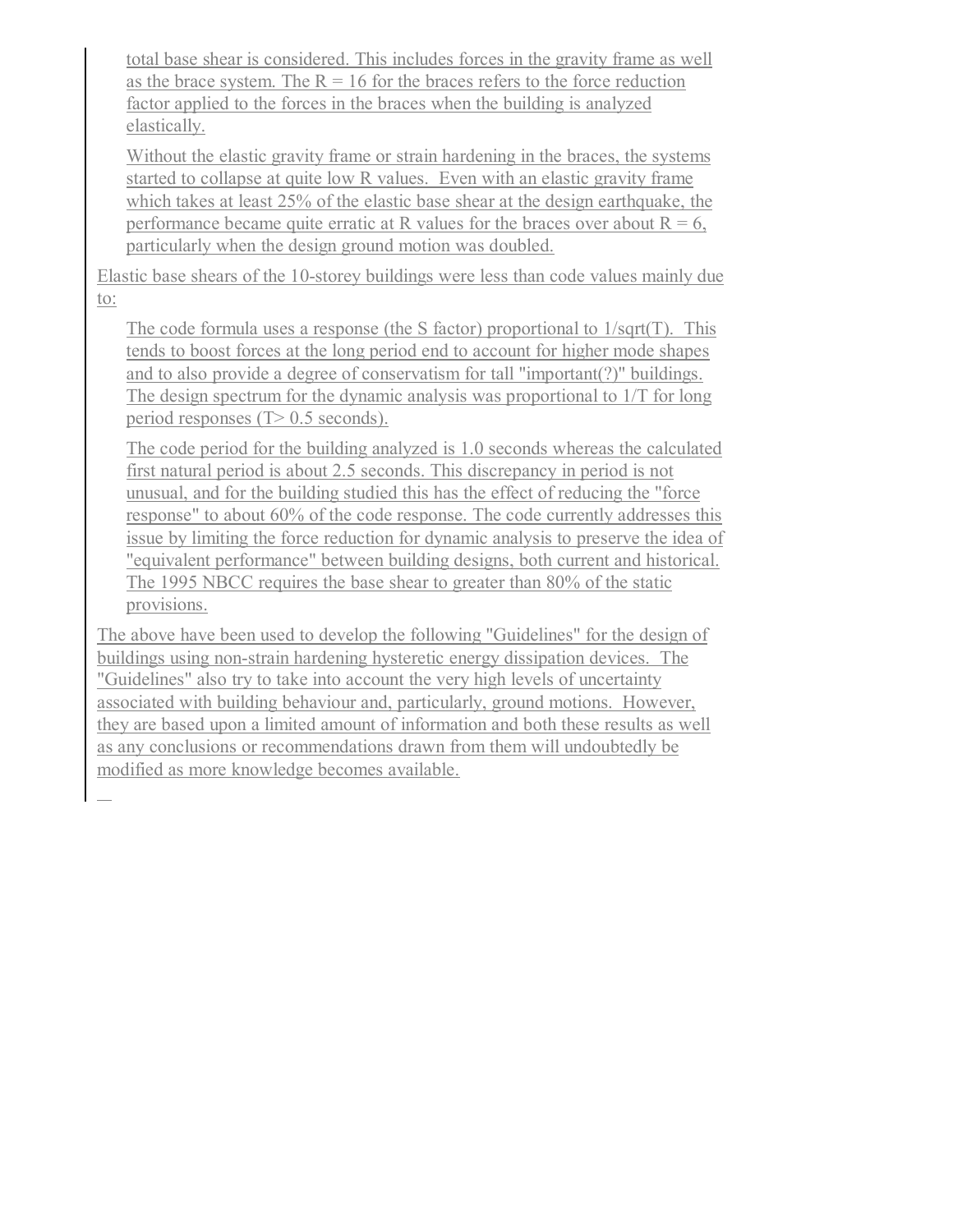total base shear is considered. This includes forces in the gravity frame as well as the brace system. The R = 16 for the braces refers to the force reduction factor applied to the forces in the braces when the building is analyzed elastically.

Without the elastic gravity frame or strain hardening in the braces, the systems started to collapse at quite low R values. Even with an elastic gravity frame which takes at least 25% of the elastic base shear at the design earthquake, the performance became quite erratic at R values for the braces over about R = 6, particularly when the design ground motion was doubled.

Elastic base shears of the 10-storey buildings were less than code values mainly due to:

The code formula uses a response (the S factor) proportional to 1/sqrt(T). This tends to boost forces at the long period end to account for higher mode shapes and to also provide a degree of conservatism for tall "important(?)" buildings. The design spectrum for the dynamic analysis was proportional to 1/T for long period responses (T> 0.5 seconds).

The code period for the building analyzed is 1.0 seconds whereas the calculated first natural period is about 2.5 seconds. This discrepancy in period is not unusual, and for the building studied this has the effect of reducing the "force response" to about 60% of the code response. The code currently addresses this issue by limiting the force reduction for dynamic analysis to preserve the idea of "equivalent performance" between building designs, both current and historical. The 1995 NBCC requires the base shear to greater than 80% of the static provisions.

The above have been used to develop the following "Guidelines" for the design of buildings using non-strain hardening hysteretic energy dissipation devices. The "Guidelines" also try to take into account the very high levels of uncertainty associated with building behaviour and, particularly, ground motions. However, they are based upon a limited amount of information and both these results as well as any conclusions or recommendations drawn from them will undoubtedly be modified as more knowledge becomes available.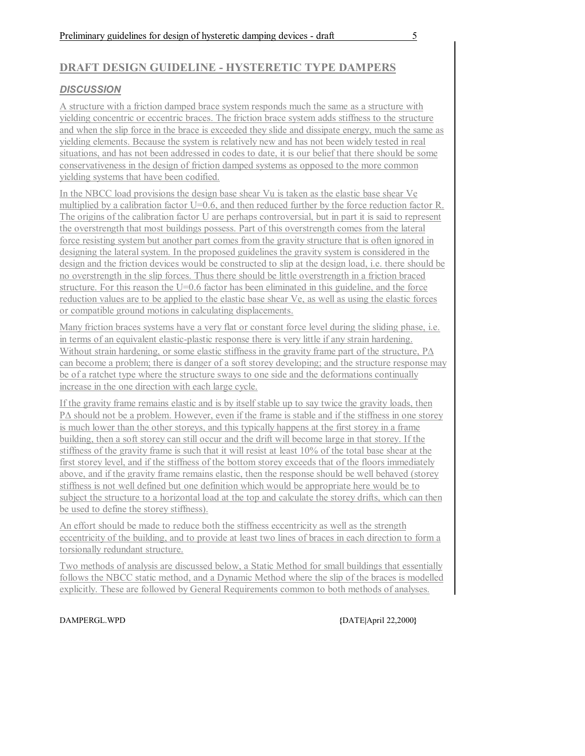## DRAFT DESIGN GUIDELINE - HYSTERETIC TYPE DAMPERS

### *DISCUSSION*

A structure with a friction damped brace system responds much the same as a structure with yielding concentric or eccentric braces. The friction brace system adds stiffness to the structure and when the slip force in the brace is exceeded they slide and dissipate energy, much the same as yielding elements. Because the system is relatively new and has not been widely tested in real situations, and has not been addressed in codes to date, it is our belief that there should be some conservativeness in the design of friction damped systems as opposed to the more common yielding systems that have been codified.

In the NBCC load provisions the design base shear Vu is taken as the elastic base shear Ve multiplied by a calibration factor U=0.6, and then reduced further by the force reduction factor R. The origins of the calibration factor U are perhaps controversial, but in part it is said to represent the overstrength that most buildings possess. Part of this overstrength comes from the lateral force resisting system but another part comes from the gravity structure that is often ignored in designing the lateral system. In the proposed guidelines the gravity system is considered in the design and the friction devices would be constructed to slip at the design load, i.e. there should be no overstrength in the slip forces. Thus there should be little overstrength in a friction braced structure. For this reason the U=0.6 factor has been eliminated in this guideline, and the force reduction values are to be applied to the elastic base shear Ve, as well as using the elastic forces or compatible ground motions in calculating displacements.

Many friction braces systems have a very flat or constant force level during the sliding phase, i.e. in terms of an equivalent elastic-plastic response there is very little if any strain hardening. Without strain hardening, or some elastic stiffness in the gravity frame part of the structure, $P\Delta$ can become a problem; there is danger of a soft storey developing; and the structure response may be of a ratchet type where the structure sways to one side and the deformations continually increase in the one direction with each large cycle.

If the gravity frame remains elastic and is by itself stable up to say twice the gravity loads, then $P\Delta$ should not be a problem. However, even if the frame is stable and if the stiffness in one storey is much lower than the other storeys, and this typically happens at the first storey in a frame building, then a soft storey can still occur and the drift will become large in that storey. If the stiffness of the gravity frame is such that it will resist at least 10% of the total base shear at the first storey level, and if the stiffness of the bottom storey exceeds that of the floors immediately above, and if the gravity frame remains elastic, then the response should be well behaved (storey stiffness is not well defined but one definition which would be appropriate here would be to subject the structure to a horizontal load at the top and calculate the storey drifts, which can then be used to define the storey stiffness).

An effort should be made to reduce both the stiffness eccentricity as well as the strength eccentricity of the building, and to provide at least two lines of braces in each direction to form a torsionally redundant structure.

Two methods of analysis are discussed below, a Static Method for small buildings that essentially follows the NBCC static method, and a Dynamic Method where the slip of the braces is modelled explicitly. These are followed by General Requirements common to both methods of analyses.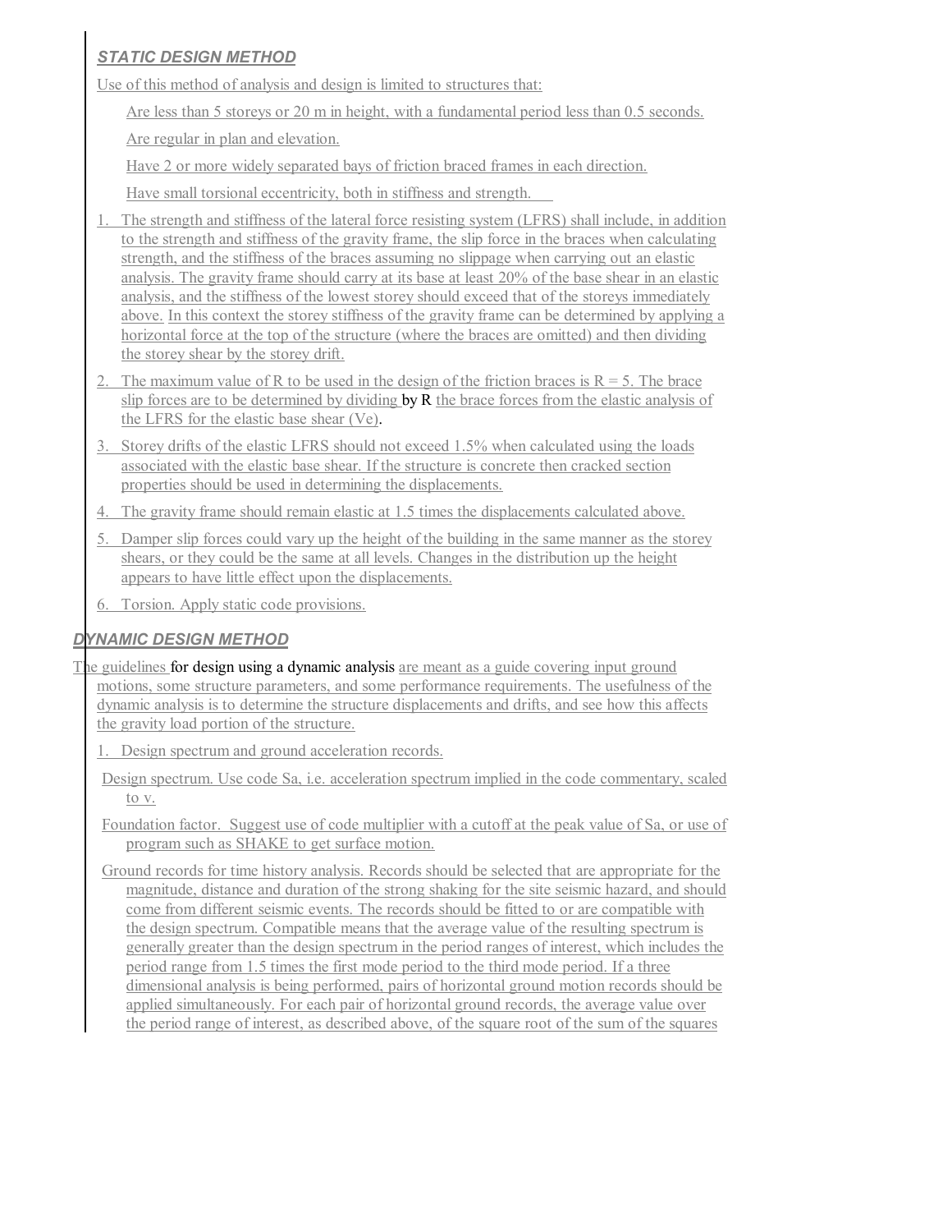## *STATIC DESIGN METHOD*

Use of this method of analysis and design is limited to structures that:

- Are less than 5 storeys or 20 m in height, with a fundamental period less than 0.5 seconds.
- Are regular in plan and elevation.
- Have 2 or more widely separated bays of friction braced frames in each direction.
- Have small torsional eccentricity, both in stiffness and strength.

1. The strength and stiffness of the lateral force resisting system (LFRS) shall include, in addition to the strength and stiffness of the gravity frame, the slip force in the braces when calculating strength, and the stiffness of the braces assuming no slippage when carrying out an elastic analysis. The gravity frame should carry at its base at least 20% of the base shear in an elastic analysis, and the stiffness of the lowest storey should exceed that of the storeys immediately above. In this context the storey stiffness of the gravity frame can be determined by applying a horizontal force at the top of the structure (where the braces are omitted) and then dividing the storey shear by the storey drift.
2. The maximum value of R to be used in the design of the friction braces is R = 5. The brace slip forces are to be determined by dividing by R the brace forces from the elastic analysis of the LFRS for the elastic base shear (Ve).
3. Storey drifts of the elastic LFRS should not exceed 1.5% when calculated using the loads associated with the elastic base shear. If the structure is concrete then cracked section properties should be used in determining the displacements.
4. The gravity frame should remain elastic at 1.5 times the displacements calculated above.
5. Damper slip forces could vary up the height of the building in the same manner as the storey shears, or they could be the same at all levels. Changes in the distribution up the height appears to have little effect upon the displacements.
6. Torsion. Apply static code provisions.

## *DYNAMIC DESIGN METHOD*

The guidelines for design using a dynamic analysis are meant as a guide covering input ground motions, some structure parameters, and some performance requirements. The usefulness of the dynamic analysis is to determine the structure displacements and drifts, and see how this affects the gravity load portion of the structure.

1. Design spectrum and ground acceleration records.

Design spectrum. Use code Sa, i.e. acceleration spectrum implied in the code commentary, scaled to v.

Foundation factor. Suggest use of code multiplier with a cutoff at the peak value of Sa, or use of program such as SHAKE to get surface motion.

Ground records for time history analysis. Records should be selected that are appropriate for the magnitude, distance and duration of the strong shaking for the site seismic hazard, and should come from different seismic events. The records should be fitted to or are compatible with the design spectrum. Compatible means that the average value of the resulting spectrum is generally greater than the design spectrum in the period ranges of interest, which includes the period range from 1.5 times the first mode period to the third mode period. If a three dimensional analysis is being performed, pairs of horizontal ground motion records should be applied simultaneously. For each pair of horizontal ground records, the average value over the period range of interest, as described above, of the square root of the sum of the squares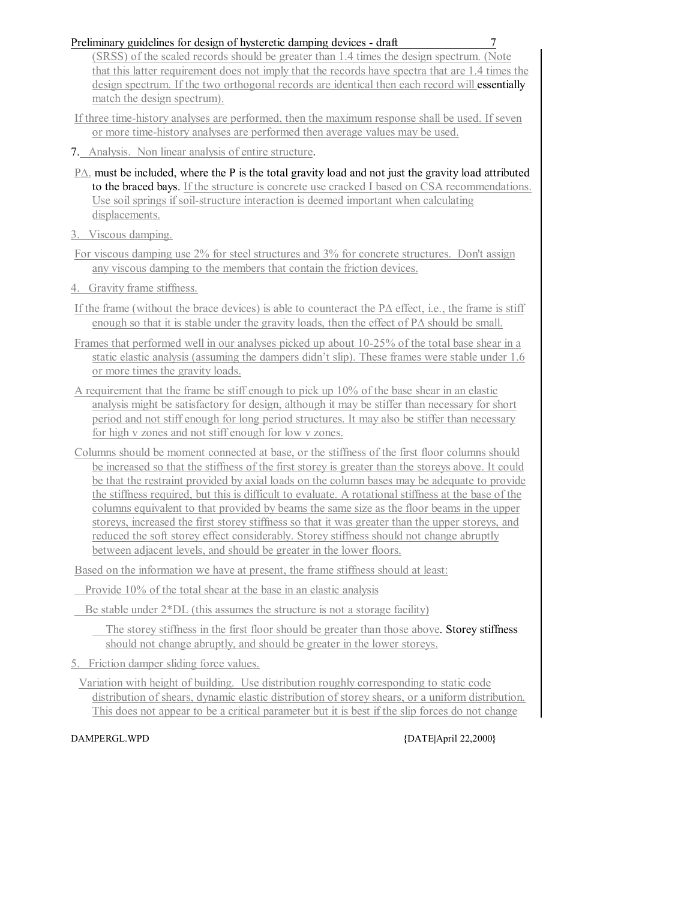(SRSS) of the scaled records should be greater than 1.4 times the design spectrum. (Note that this latter requirement does not imply that the records have spectra that are 1.4 times the design spectrum. If the two orthogonal records are identical then each record will essentially match the design spectrum).

If three time-history analyses are performed, then the maximum response shall be used. If seven or more time-history analyses are performed then average values may be used.

7. Analysis. Non linear analysis of entire structure.

PΔ. must be included, where the P is the total gravity load and not just the gravity load attributed to the braced bays. If the structure is concrete use cracked I based on CSA recommendations. Use soil springs if soil-structure interaction is deemed important when calculating displacements.

3. Viscous damping.

For viscous damping use 2% for steel structures and 3% for concrete structures. Don't assign any viscous damping to the members that contain the friction devices.

4. Gravity frame stiffness.

If the frame (without the brace devices) is able to counteract the PΔ effect, i.e., the frame is stiff enough so that it is stable under the gravity loads, then the effect of PΔ should be small.

Frames that performed well in our analyses picked up about 10-25% of the total base shear in a static elastic analysis (assuming the dampers didn't slip). These frames were stable under 1.6 or more times the gravity loads.

A requirement that the frame be stiff enough to pick up 10% of the base shear in an elastic analysis might be satisfactory for design, although it may be stiffer than necessary for short period and not stiff enough for long period structures. It may also be stiffer than necessary for high v zones and not stiff enough for low v zones.

Columns should be moment connected at base, or the stiffness of the first floor columns should be increased so that the stiffness of the first storey is greater than the storeys above. It could be that the restraint provided by axial loads on the column bases may be adequate to provide the stiffness required, but this is difficult to evaluate. A rotational stiffness at the base of the columns equivalent to that provided by beams the same size as the floor beams in the upper storeys, increased the first storey stiffness so that it was greater than the upper storeys, and reduced the soft storey effect considerably. Storey stiffness should not change abruptly between adjacent levels, and should be greater in the lower floors.

Based on the information we have at present, the frame stiffness should at least:

Provide 10% of the total shear at the base in an elastic analysis

Be stable under 2*DL (this assumes the structure is not a storage facility)

The storey stiffness in the first floor should be greater than those above. Storey stiffness should not change abruptly, and should be greater in the lower storeys.

5. Friction damper sliding force values.

Variation with height of building. Use distribution roughly corresponding to static code distribution of shears, dynamic elastic distribution of storey shears, or a uniform distribution. This does not appear to be a critical parameter but it is best if the slip forces do not change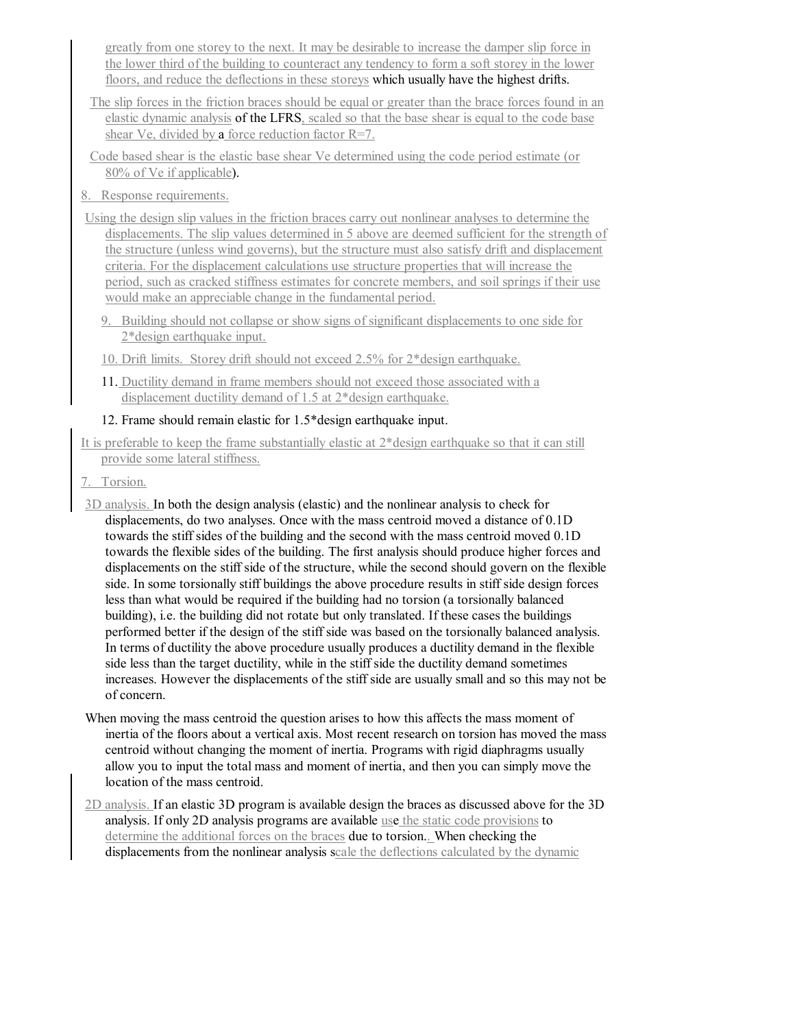greatly from one storey to the next. It may be desirable to increase the damper slip force in the lower third of the building to counteract any tendency to form a soft storey in the lower floors, and reduce the deflections in these storeys which usually have the highest drifts.

The slip forces in the friction braces should be equal or greater than the brace forces found in an elastic dynamic analysis of the LFRS, scaled so that the base shear is equal to the code base shear Ve, divided by a force reduction factor R=7.

Code based shear is the elastic base shear Ve determined using the code period estimate (or 80% of Ve if applicable).

8. Response requirements.

Using the design slip values in the friction braces carry out nonlinear analyses to determine the displacements. The slip values determined in 5 above are deemed sufficient for the strength of the structure (unless wind governs), but the structure must also satisfy drift and displacement criteria. For the displacement calculations use structure properties that will increase the period, such as cracked stiffness estimates for concrete members, and soil springs if their use would make an appreciable change in the fundamental period.

9. Building should not collapse or show signs of significant displacements to one side for 2*design earthquake input.

10. Drift limits. Storey drift should not exceed 2.5% for 2*design earthquake.

11. Ductility demand in frame members should not exceed those associated with a displacement ductility demand of 1.5 at 2*design earthquake.

12. Frame should remain elastic for 1.5*design earthquake input.

It is preferable to keep the frame substantially elastic at 2*design earthquake so that it can still provide some lateral stiffness.

7. Torsion.

3D analysis. In both the design analysis (elastic) and the nonlinear analysis to check for displacements, do two analyses. Once with the mass centroid moved a distance of 0.1D towards the stiff sides of the building and the second with the mass centroid moved 0.1D towards the flexible sides of the building. The first analysis should produce higher forces and displacements on the stiff side of the structure, while the second should govern on the flexible side. In some torsionally stiff buildings the above procedure results in stiff side design forces less than what would be required if the building had no torsion (a torsionally balanced building), i.e. the building did not rotate but only translated. If these cases the buildings performed better if the design of the stiff side was based on the torsionally balanced analysis. In terms of ductility the above procedure usually produces a ductility demand in the flexible side less than the target ductility, while in the stiff side the ductility demand sometimes increases. However the displacements of the stiff side are usually small and so this may not be of concern.

When moving the mass centroid the question arises to how this affects the mass moment of inertia of the floors about a vertical axis. Most recent research on torsion has moved the mass centroid without changing the moment of inertia. Programs with rigid diaphragms usually allow you to input the total mass and moment of inertia, and then you can simply move the location of the mass centroid.

2D analysis. If an elastic 3D program is available design the braces as discussed above for the 3D analysis. If only 2D analysis programs are available use the static code provisions to determine the additional forces on the braces due to torsion.. When checking the displacements from the nonlinear analysis scale the deflections calculated by the dynamic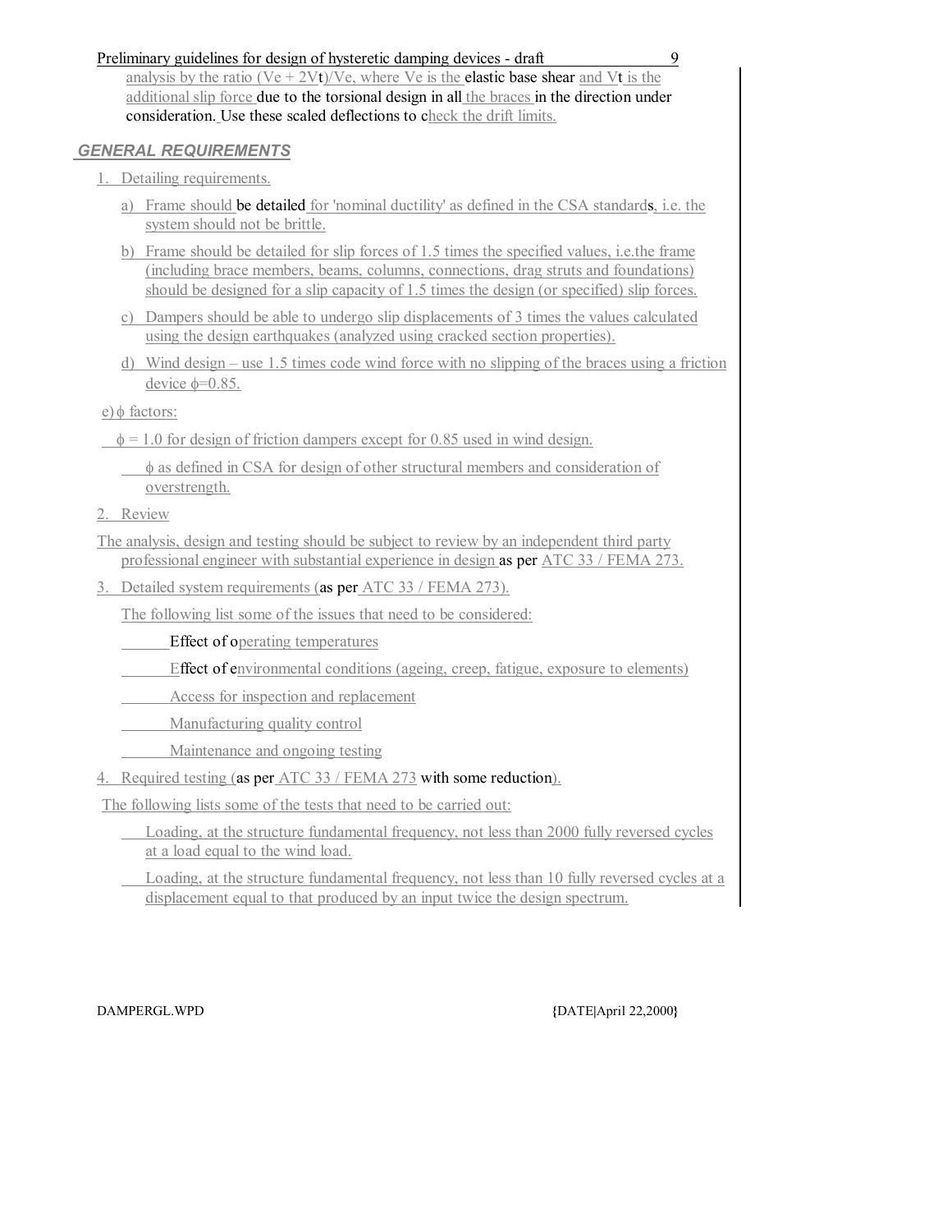analysis by the ratio ($V_e + 2V_t$)/$V_e$, where $V_e$ is the elastic base shear and $V_t$ is the additional slip force due to the torsional design in all the braces in the direction under consideration. Use these scaled deflections to check the drift limits.

## GENERAL REQUIREMENTS

1. Detailing requirements.

   a) Frame should be detailed for 'nominal ductility' as defined in the CSA standards, i.e. the system should not be brittle.

   b) Frame should be detailed for slip forces of 1.5 times the specified values, i.e.the frame (including brace members, beams, columns, connections, drag struts and foundations) should be designed for a slip capacity of 1.5 times the design (or specified) slip forces.

   c) Dampers should be able to undergo slip displacements of 3 times the values calculated using the design earthquakes (analyzed using cracked section properties).

   d) Wind design – use 1.5 times code wind force with no slipping of the braces using a friction device $\phi$=0.85.

   e) $\phi$ factors:

   $\phi$ = 1.0 for design of friction dampers except for 0.85 used in wind design.

   $\phi$ as defined in CSA for design of other structural members and consideration of overstrength.

2. Review

The analysis, design and testing should be subject to review by an independent third party professional engineer with substantial experience in design as per ATC 33 / FEMA 273.

3. Detailed system requirements (as per ATC 33 / FEMA 273).

   The following list some of the issues that need to be considered:

   Effect of operating temperatures

   Effect of environmental conditions (ageing, creep, fatigue, exposure to elements)

   Access for inspection and replacement

   Manufacturing quality control

   Maintenance and ongoing testing

4. Required testing (as per ATC 33 / FEMA 273 with some reduction).

The following lists some of the tests that need to be carried out:

   Loading, at the structure fundamental frequency, not less than 2000 fully reversed cycles at a load equal to the wind load.

   Loading, at the structure fundamental frequency, not less than 10 fully reversed cycles at a displacement equal to that produced by an input twice the design spectrum.